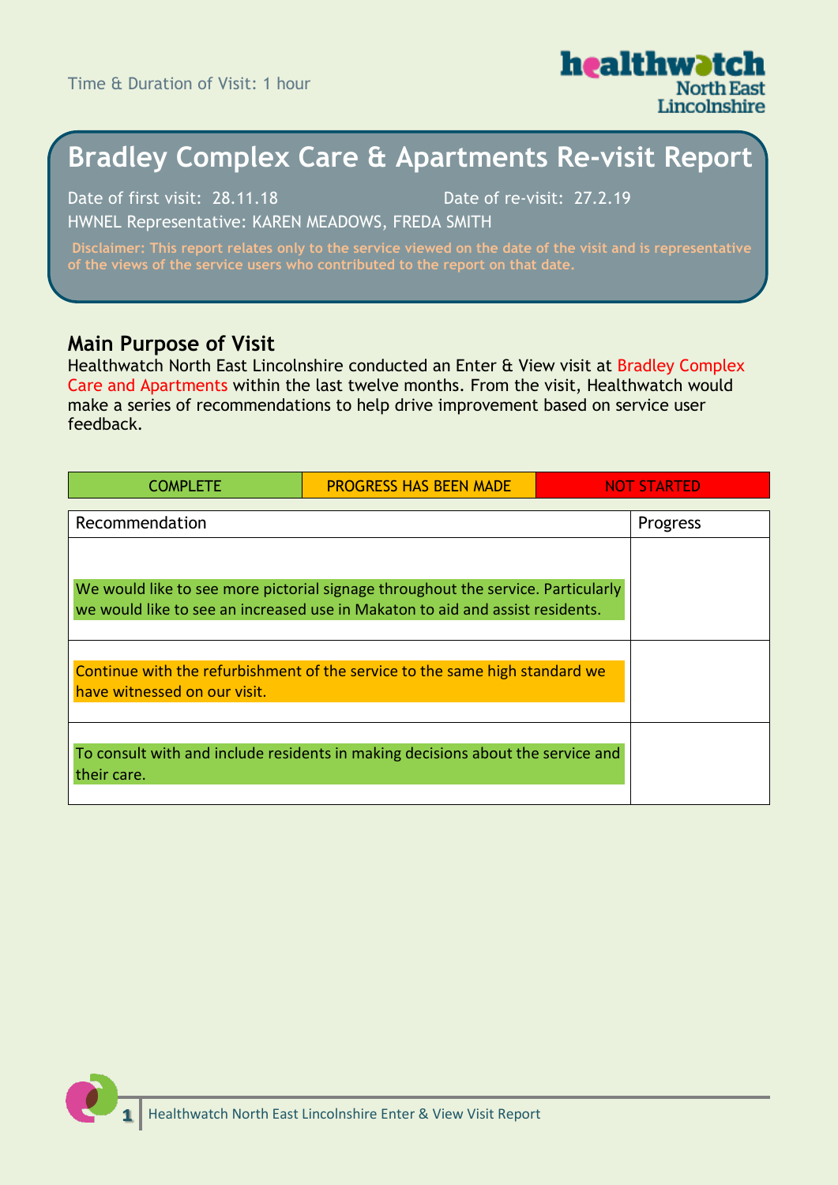Time & Duration of Visit: 1 hour

# Bradley Complex Care & Apartments Re-visit Report

Date of first visit: 28.11.18

Date of re-visit: 27.2.19

HWNEL Representative: KAREN MEADOWS, FREDA SMITH

**Disclaimer: This report relates only to the service viewed on the date of the visit and is representative of the views of the service users who contributed to the report on that date.**

## Main Purpose of Visit

Healthwatch North East Lincolnshire conducted an Enter & View visit at Bradley Complex Care and Apartments within the last twelve months. From the visit, Healthwatch would make a series of recommendations to help drive improvement based on service user feedback.

| COMPLETE | PROGRESS HAS BEEN MADE | NOT STARTED |
|---|---|---|

| Recommendation | Progress |
|---|---|
| We would like to see more pictorial signage throughout the service. Particularly we would like to see an increased use in Makaton to aid and assist residents. | |
| Continue with the refurbishment of the service to the same high standard we have witnessed on our visit. | |
| To consult with and include residents in making decisions about the service and their care. | |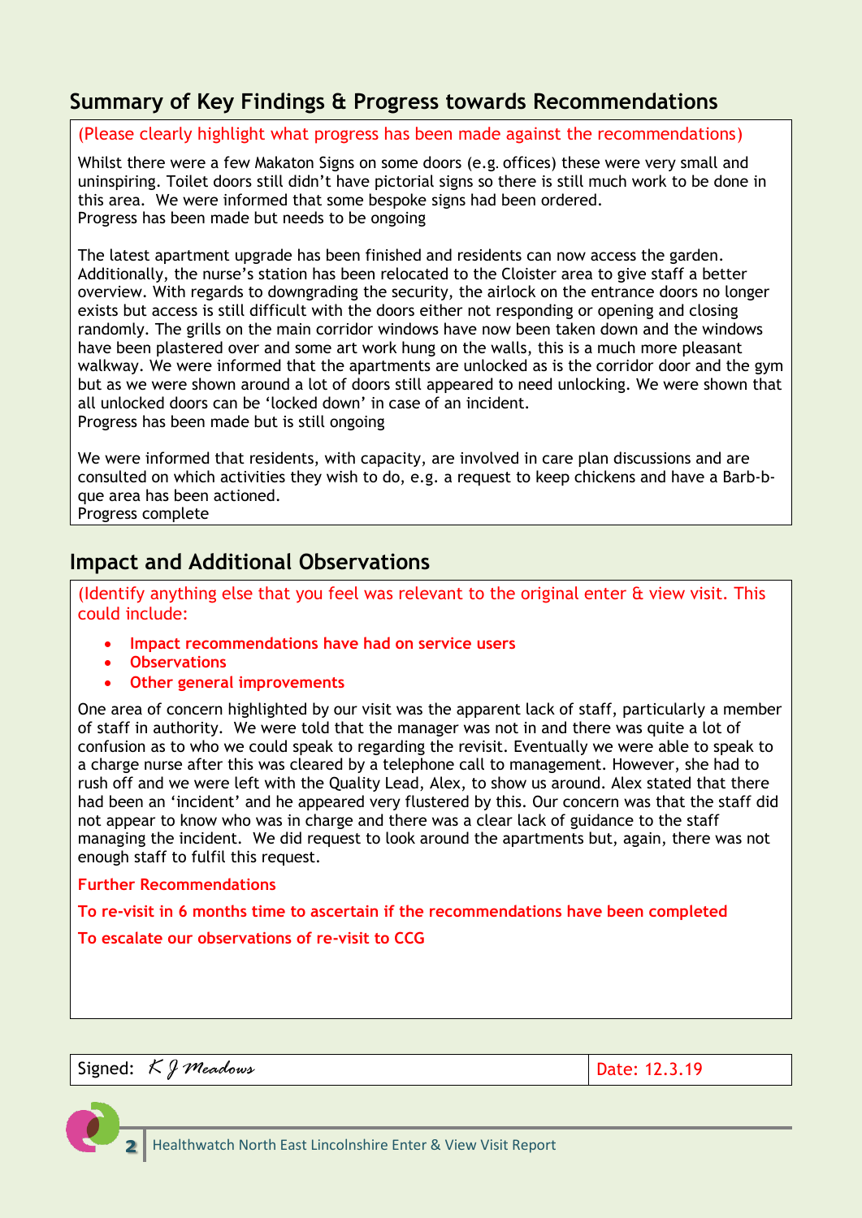## Summary of Key Findings & Progress towards Recommendations

(Please clearly highlight what progress has been made against the recommendations)

Whilst there were a few Makaton Signs on some doors (e.g. offices) these were very small and uninspiring. Toilet doors still didn't have pictorial signs so there is still much work to be done in this area. We were informed that some bespoke signs had been ordered.
Progress has been made but needs to be ongoing

The latest apartment upgrade has been finished and residents can now access the garden. Additionally, the nurse's station has been relocated to the Cloister area to give staff a better overview. With regards to downgrading the security, the airlock on the entrance doors no longer exists but access is still difficult with the doors either not responding or opening and closing randomly. The grills on the main corridor windows have now been taken down and the windows have been plastered over and some art work hung on the walls, this is a much more pleasant walkway. We were informed that the apartments are unlocked as is the corridor door and the gym but as we were shown around a lot of doors still appeared to need unlocking. We were shown that all unlocked doors can be 'locked down' in case of an incident.
Progress has been made but is still ongoing

We were informed that residents, with capacity, are involved in care plan discussions and are consulted on which activities they wish to do, e.g. a request to keep chickens and have a Barb-b-que area has been actioned.
Progress complete

## Impact and Additional Observations

(Identify anything else that you feel was relevant to the original enter & view visit. This could include:

- **Impact recommendations have had on service users**
- **Observations**
- **Other general improvements**

One area of concern highlighted by our visit was the apparent lack of staff, particularly a member of staff in authority. We were told that the manager was not in and there was quite a lot of confusion as to who we could speak to regarding the revisit. Eventually we were able to speak to a charge nurse after this was cleared by a telephone call to management. However, she had to rush off and we were left with the Quality Lead, Alex, to show us around. Alex stated that there had been an 'incident' and he appeared very flustered by this. Our concern was that the staff did not appear to know who was in charge and there was a clear lack of guidance to the staff managing the incident. We did request to look around the apartments but, again, there was not enough staff to fulfil this request.

**Further Recommendations**

**To re-visit in 6 months time to ascertain if the recommendations have been completed**

**To escalate our observations of re-visit to CCG**

| | |
|---|---|
| Signed: *K J Meadows* | Date: 12.3.19 |